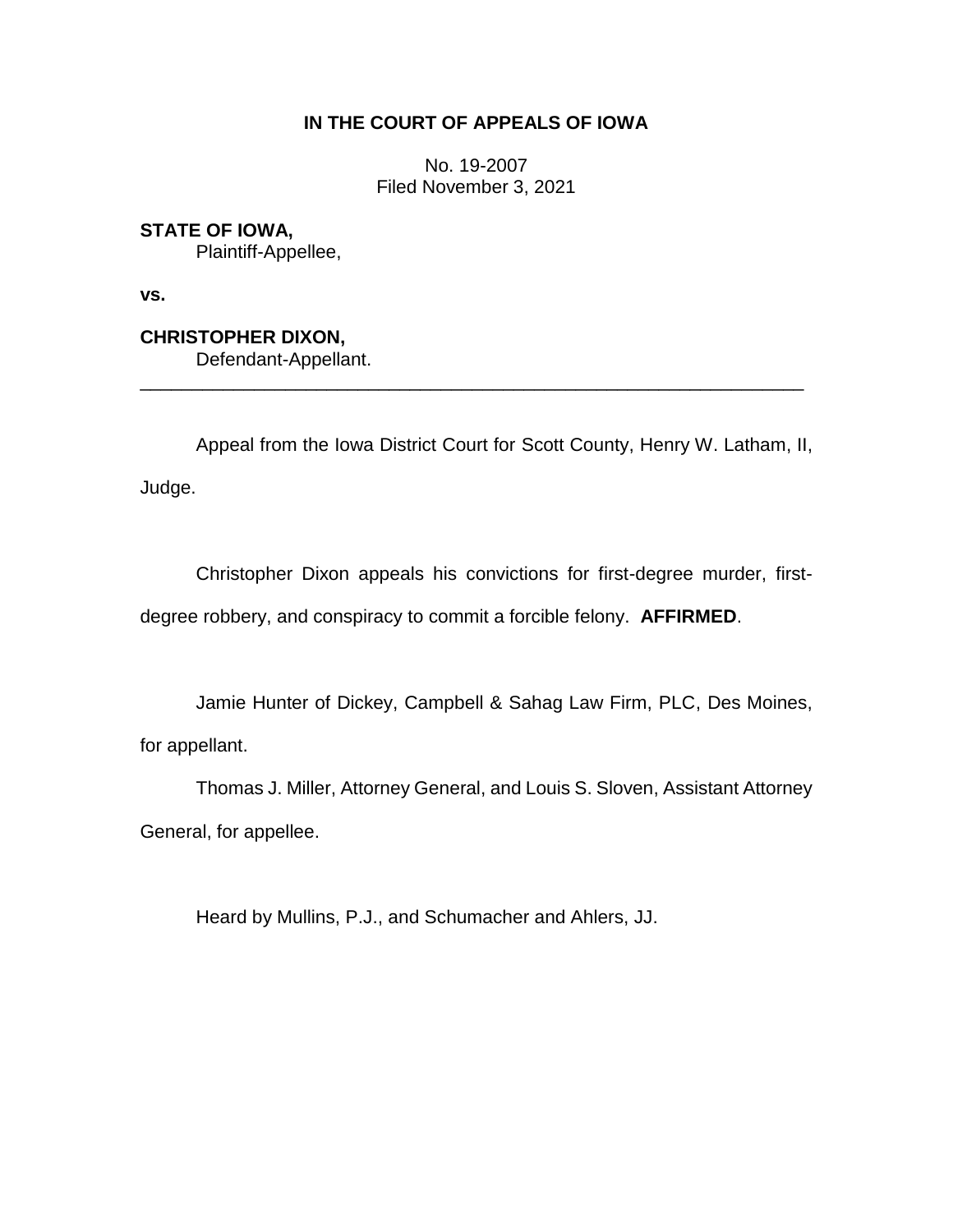**IN THE COURT OF APPEALS OF IOWA**

No. 19-2007
Filed November 3, 2021

**STATE OF IOWA,**
Plaintiff-Appellee,

**vs.**

**CHRISTOPHER DIXON,**
Defendant-Appellant.

---

Appeal from the Iowa District Court for Scott County, Henry W. Latham, II, Judge.

Christopher Dixon appeals his convictions for first-degree murder, first-degree robbery, and conspiracy to commit a forcible felony. **AFFIRMED**.

Jamie Hunter of Dickey, Campbell & Sahag Law Firm, PLC, Des Moines, for appellant.

Thomas J. Miller, Attorney General, and Louis S. Sloven, Assistant Attorney General, for appellee.

Heard by Mullins, P.J., and Schumacher and Ahlers, JJ.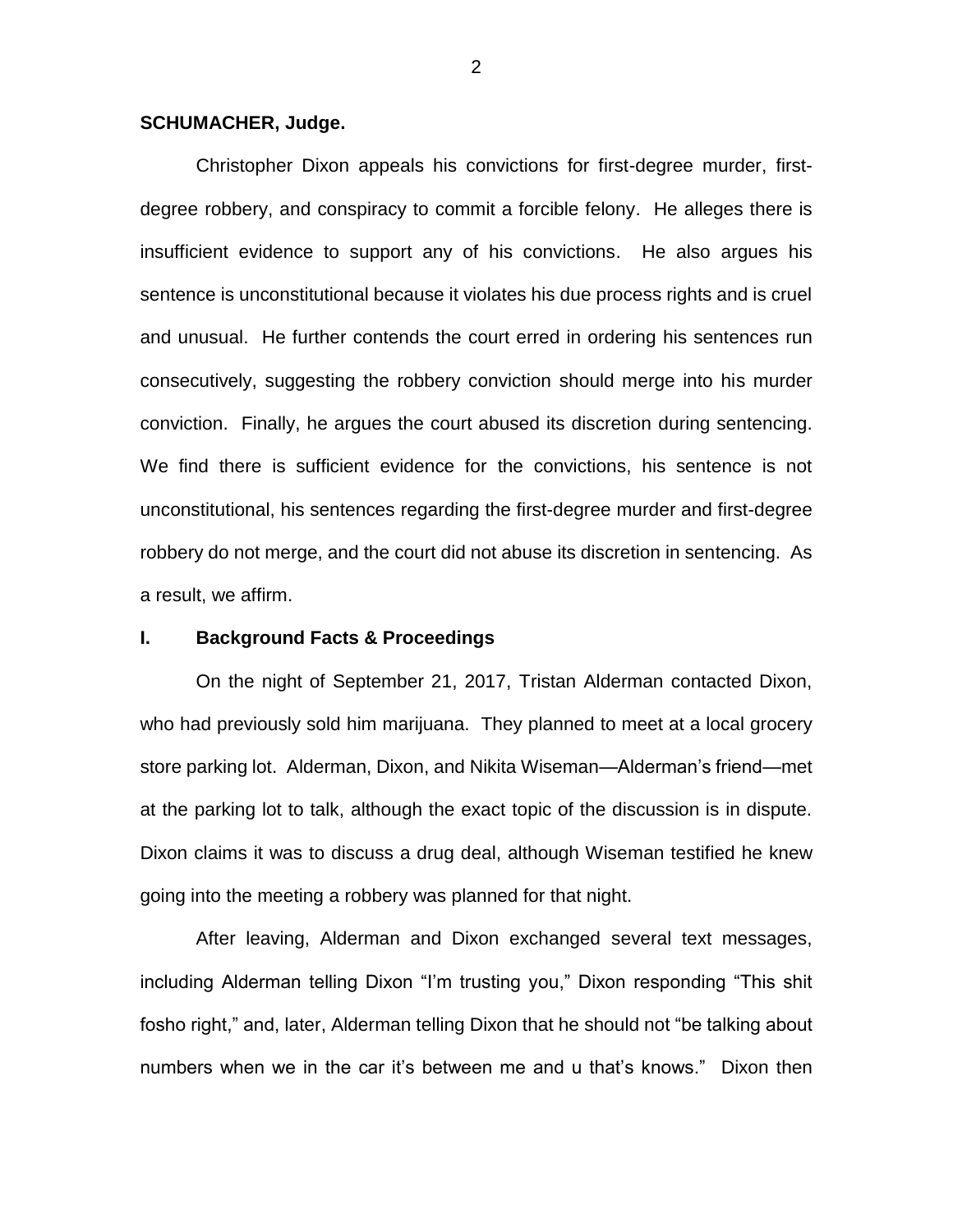**SCHUMACHER, Judge.**

Christopher Dixon appeals his convictions for first-degree murder, first-degree robbery, and conspiracy to commit a forcible felony. He alleges there is insufficient evidence to support any of his convictions. He also argues his sentence is unconstitutional because it violates his due process rights and is cruel and unusual. He further contends the court erred in ordering his sentences run consecutively, suggesting the robbery conviction should merge into his murder conviction. Finally, he argues the court abused its discretion during sentencing. We find there is sufficient evidence for the convictions, his sentence is not unconstitutional, his sentences regarding the first-degree murder and first-degree robbery do not merge, and the court did not abuse its discretion in sentencing. As a result, we affirm.

## I. Background Facts & Proceedings

On the night of September 21, 2017, Tristan Alderman contacted Dixon, who had previously sold him marijuana. They planned to meet at a local grocery store parking lot. Alderman, Dixon, and Nikita Wiseman—Alderman's friend—met at the parking lot to talk, although the exact topic of the discussion is in dispute. Dixon claims it was to discuss a drug deal, although Wiseman testified he knew going into the meeting a robbery was planned for that night.

After leaving, Alderman and Dixon exchanged several text messages, including Alderman telling Dixon "I'm trusting you," Dixon responding "This shit fosho right," and, later, Alderman telling Dixon that he should not "be talking about numbers when we in the car it's between me and u that's knows." Dixon then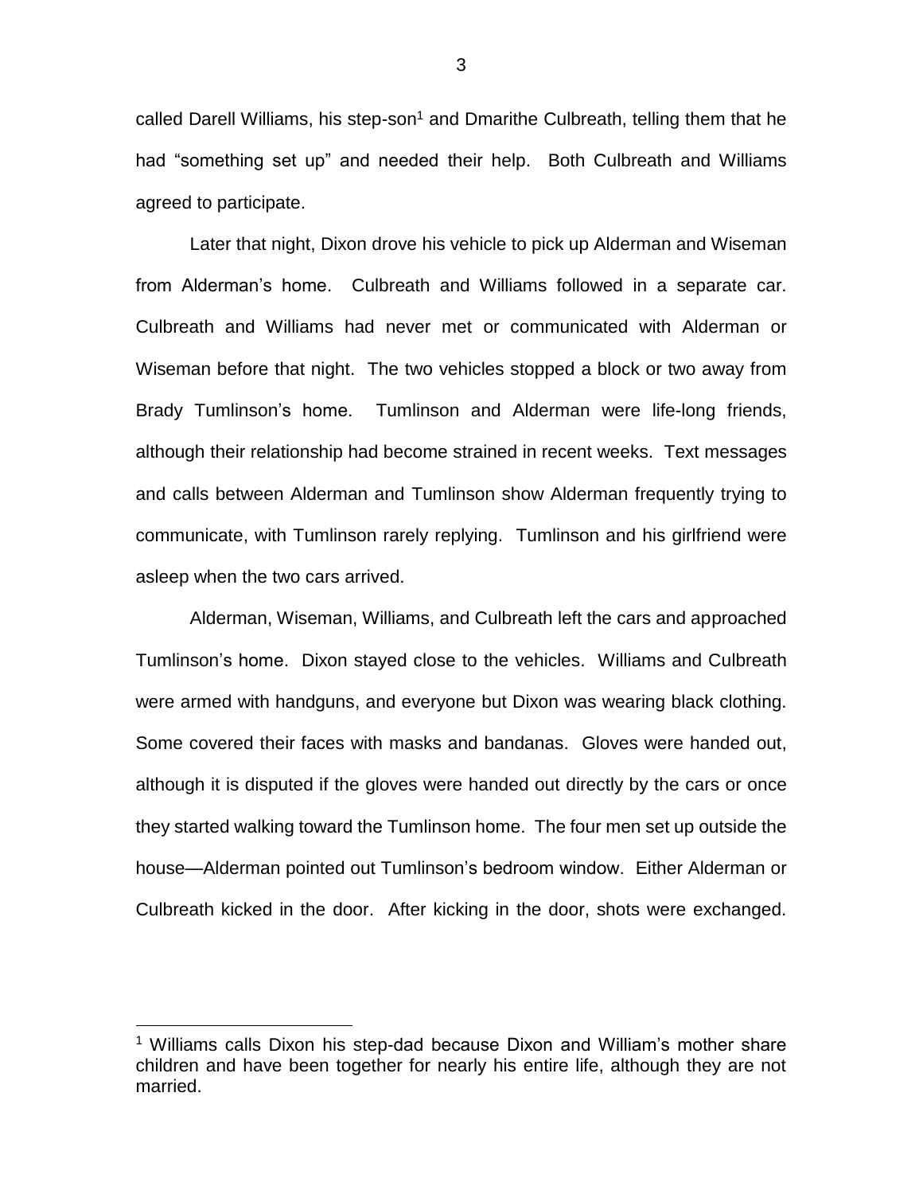called Darell Williams, his step-son[1] and Dmarithe Culbreath, telling them that he had "something set up" and needed their help. Both Culbreath and Williams agreed to participate.

Later that night, Dixon drove his vehicle to pick up Alderman and Wiseman from Alderman's home. Culbreath and Williams followed in a separate car. Culbreath and Williams had never met or communicated with Alderman or Wiseman before that night. The two vehicles stopped a block or two away from Brady Tumlinson's home. Tumlinson and Alderman were life-long friends, although their relationship had become strained in recent weeks. Text messages and calls between Alderman and Tumlinson show Alderman frequently trying to communicate, with Tumlinson rarely replying. Tumlinson and his girlfriend were asleep when the two cars arrived.

Alderman, Wiseman, Williams, and Culbreath left the cars and approached Tumlinson's home. Dixon stayed close to the vehicles. Williams and Culbreath were armed with handguns, and everyone but Dixon was wearing black clothing. Some covered their faces with masks and bandanas. Gloves were handed out, although it is disputed if the gloves were handed out directly by the cars or once they started walking toward the Tumlinson home. The four men set up outside the house—Alderman pointed out Tumlinson's bedroom window. Either Alderman or Culbreath kicked in the door. After kicking in the door, shots were exchanged.

---

[1] Williams calls Dixon his step-dad because Dixon and William's mother share children and have been together for nearly his entire life, although they are not married.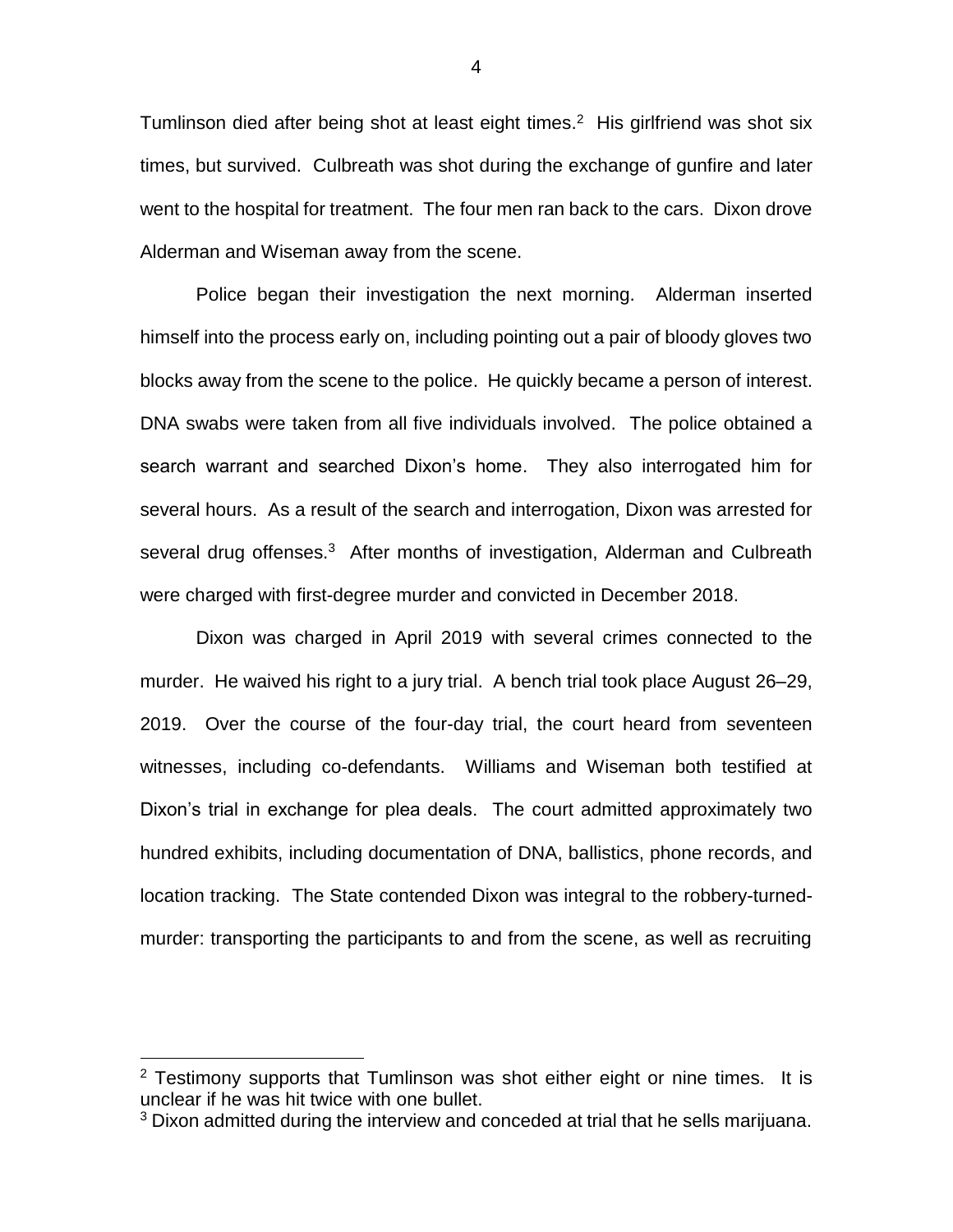Tumlinson died after being shot at least eight times.[2] His girlfriend was shot six times, but survived. Culbreath was shot during the exchange of gunfire and later went to the hospital for treatment. The four men ran back to the cars. Dixon drove Alderman and Wiseman away from the scene.

Police began their investigation the next morning. Alderman inserted himself into the process early on, including pointing out a pair of bloody gloves two blocks away from the scene to the police. He quickly became a person of interest. DNA swabs were taken from all five individuals involved. The police obtained a search warrant and searched Dixon's home. They also interrogated him for several hours. As a result of the search and interrogation, Dixon was arrested for several drug offenses.[3] After months of investigation, Alderman and Culbreath were charged with first-degree murder and convicted in December 2018.

Dixon was charged in April 2019 with several crimes connected to the murder. He waived his right to a jury trial. A bench trial took place August 26–29, 2019. Over the course of the four-day trial, the court heard from seventeen witnesses, including co-defendants. Williams and Wiseman both testified at Dixon's trial in exchange for plea deals. The court admitted approximately two hundred exhibits, including documentation of DNA, ballistics, phone records, and location tracking. The State contended Dixon was integral to the robbery-turned-murder: transporting the participants to and from the scene, as well as recruiting

[2] Testimony supports that Tumlinson was shot either eight or nine times. It is unclear if he was hit twice with one bullet.

[3] Dixon admitted during the interview and conceded at trial that he sells marijuana.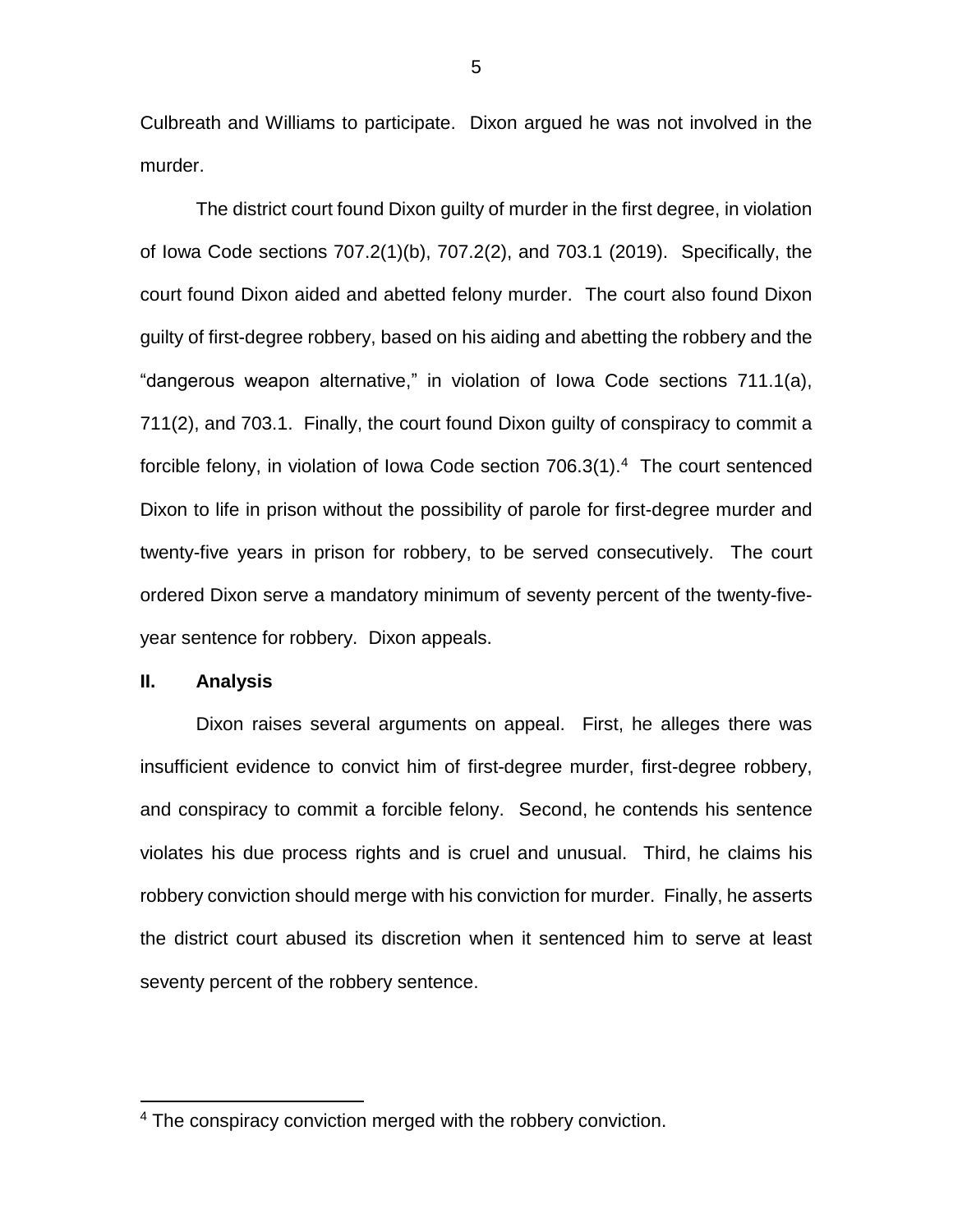Culbreath and Williams to participate. Dixon argued he was not involved in the murder.

The district court found Dixon guilty of murder in the first degree, in violation of Iowa Code sections 707.2(1)(b), 707.2(2), and 703.1 (2019). Specifically, the court found Dixon aided and abetted felony murder. The court also found Dixon guilty of first-degree robbery, based on his aiding and abetting the robbery and the "dangerous weapon alternative," in violation of Iowa Code sections 711.1(a), 711(2), and 703.1. Finally, the court found Dixon guilty of conspiracy to commit a forcible felony, in violation of Iowa Code section 706.3(1).[4] The court sentenced Dixon to life in prison without the possibility of parole for first-degree murder and twenty-five years in prison for robbery, to be served consecutively. The court ordered Dixon serve a mandatory minimum of seventy percent of the twenty-five-year sentence for robbery. Dixon appeals.

## II. Analysis

Dixon raises several arguments on appeal. First, he alleges there was insufficient evidence to convict him of first-degree murder, first-degree robbery, and conspiracy to commit a forcible felony. Second, he contends his sentence violates his due process rights and is cruel and unusual. Third, he claims his robbery conviction should merge with his conviction for murder. Finally, he asserts the district court abused its discretion when it sentenced him to serve at least seventy percent of the robbery sentence.

[4] The conspiracy conviction merged with the robbery conviction.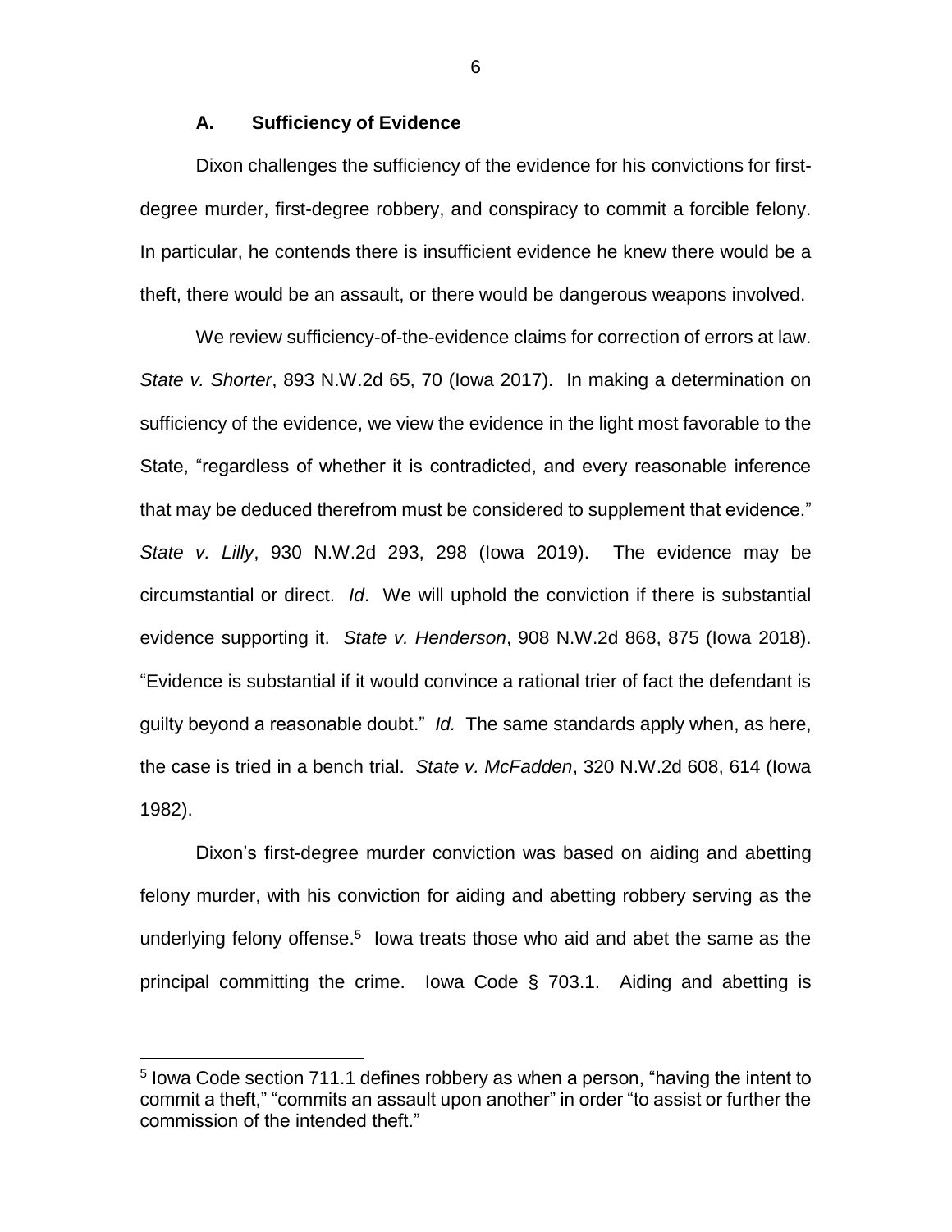### A. Sufficiency of Evidence

Dixon challenges the sufficiency of the evidence for his convictions for first-degree murder, first-degree robbery, and conspiracy to commit a forcible felony. In particular, he contends there is insufficient evidence he knew there would be a theft, there would be an assault, or there would be dangerous weapons involved.

We review sufficiency-of-the-evidence claims for correction of errors at law. *State v. Shorter*, 893 N.W.2d 65, 70 (Iowa 2017). In making a determination on sufficiency of the evidence, we view the evidence in the light most favorable to the State, "regardless of whether it is contradicted, and every reasonable inference that may be deduced therefrom must be considered to supplement that evidence." *State v. Lilly*, 930 N.W.2d 293, 298 (Iowa 2019). The evidence may be circumstantial or direct. *Id*. We will uphold the conviction if there is substantial evidence supporting it. *State v. Henderson*, 908 N.W.2d 868, 875 (Iowa 2018). "Evidence is substantial if it would convince a rational trier of fact the defendant is guilty beyond a reasonable doubt." *Id.* The same standards apply when, as here, the case is tried in a bench trial. *State v. McFadden*, 320 N.W.2d 608, 614 (Iowa 1982).

Dixon's first-degree murder conviction was based on aiding and abetting felony murder, with his conviction for aiding and abetting robbery serving as the underlying felony offense.[5] Iowa treats those who aid and abet the same as the principal committing the crime. Iowa Code § 703.1. Aiding and abetting is

---

[5] Iowa Code section 711.1 defines robbery as when a person, "having the intent to commit a theft," "commits an assault upon another" in order "to assist or further the commission of the intended theft."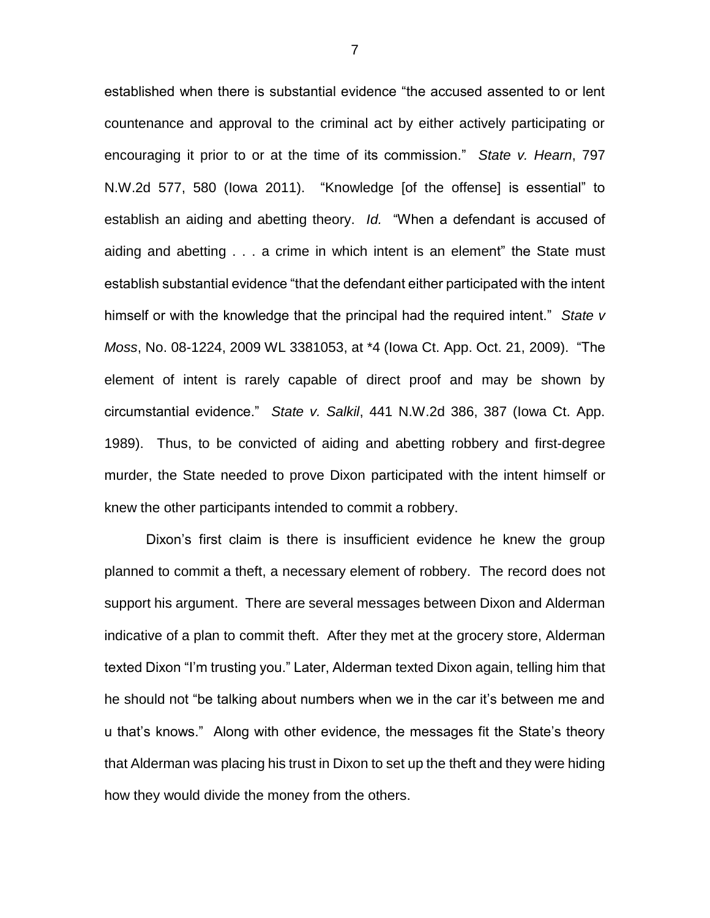established when there is substantial evidence "the accused assented to or lent countenance and approval to the criminal act by either actively participating or encouraging it prior to or at the time of its commission." *State v. Hearn*, 797 N.W.2d 577, 580 (Iowa 2011). "Knowledge [of the offense] is essential" to establish an aiding and abetting theory. *Id.* "When a defendant is accused of aiding and abetting . . . a crime in which intent is an element" the State must establish substantial evidence "that the defendant either participated with the intent himself or with the knowledge that the principal had the required intent." *State v Moss*, No. 08-1224, 2009 WL 3381053, at *4 (Iowa Ct. App. Oct. 21, 2009). "The element of intent is rarely capable of direct proof and may be shown by circumstantial evidence." *State v. Salkil*, 441 N.W.2d 386, 387 (Iowa Ct. App. 1989). Thus, to be convicted of aiding and abetting robbery and first-degree murder, the State needed to prove Dixon participated with the intent himself or knew the other participants intended to commit a robbery.

Dixon's first claim is there is insufficient evidence he knew the group planned to commit a theft, a necessary element of robbery. The record does not support his argument. There are several messages between Dixon and Alderman indicative of a plan to commit theft. After they met at the grocery store, Alderman texted Dixon "I'm trusting you." Later, Alderman texted Dixon again, telling him that he should not "be talking about numbers when we in the car it's between me and u that's knows." Along with other evidence, the messages fit the State's theory that Alderman was placing his trust in Dixon to set up the theft and they were hiding how they would divide the money from the others.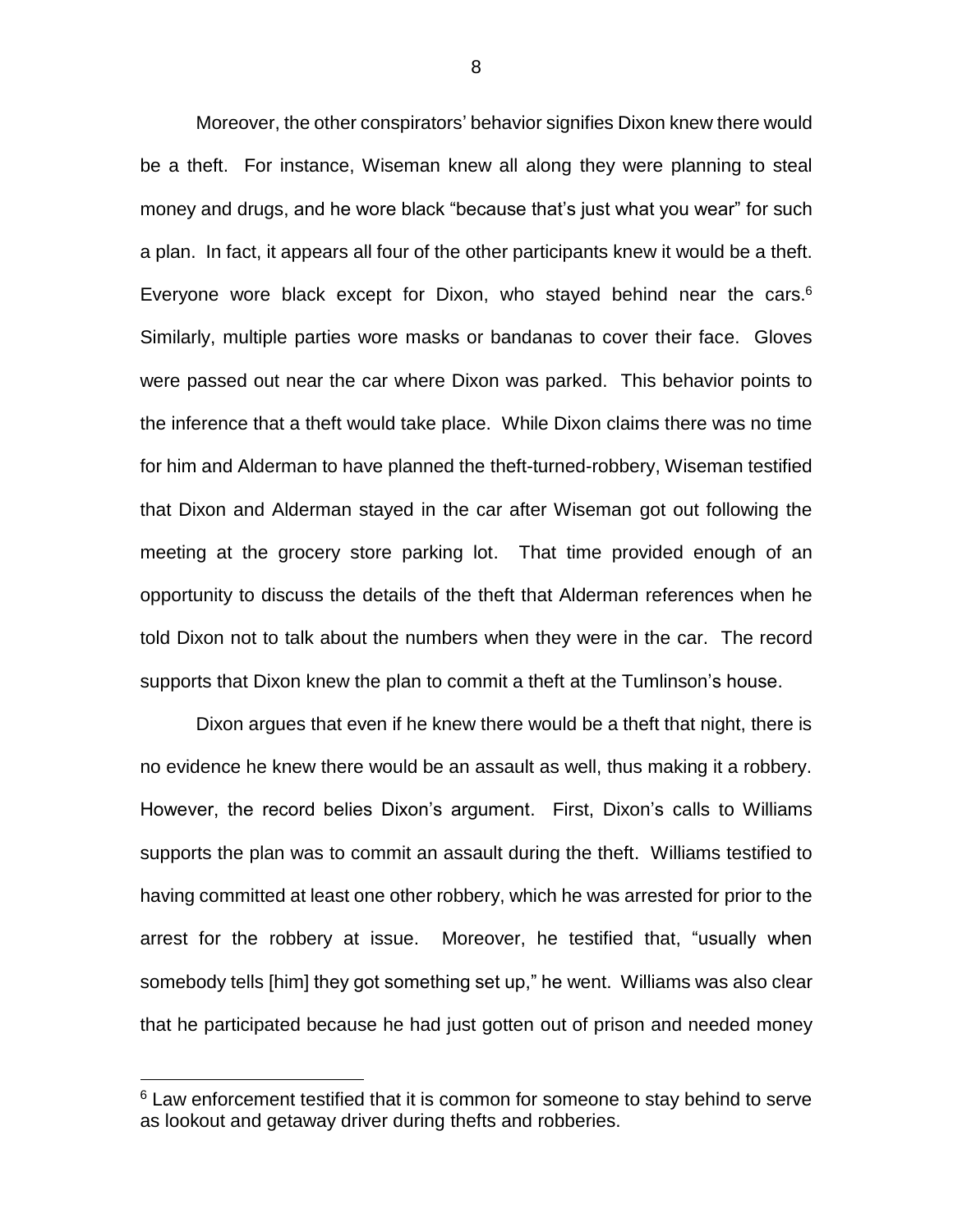Moreover, the other conspirators' behavior signifies Dixon knew there would be a theft. For instance, Wiseman knew all along they were planning to steal money and drugs, and he wore black "because that's just what you wear" for such a plan. In fact, it appears all four of the other participants knew it would be a theft. Everyone wore black except for Dixon, who stayed behind near the cars.[6] Similarly, multiple parties wore masks or bandanas to cover their face. Gloves were passed out near the car where Dixon was parked. This behavior points to the inference that a theft would take place. While Dixon claims there was no time for him and Alderman to have planned the theft-turned-robbery, Wiseman testified that Dixon and Alderman stayed in the car after Wiseman got out following the meeting at the grocery store parking lot. That time provided enough of an opportunity to discuss the details of the theft that Alderman references when he told Dixon not to talk about the numbers when they were in the car. The record supports that Dixon knew the plan to commit a theft at the Tumlinson's house.

Dixon argues that even if he knew there would be a theft that night, there is no evidence he knew there would be an assault as well, thus making it a robbery. However, the record belies Dixon's argument. First, Dixon's calls to Williams supports the plan was to commit an assault during the theft. Williams testified to having committed at least one other robbery, which he was arrested for prior to the arrest for the robbery at issue. Moreover, he testified that, "usually when somebody tells [him] they got something set up," he went. Williams was also clear that he participated because he had just gotten out of prison and needed money

[6] Law enforcement testified that it is common for someone to stay behind to serve as lookout and getaway driver during thefts and robberies.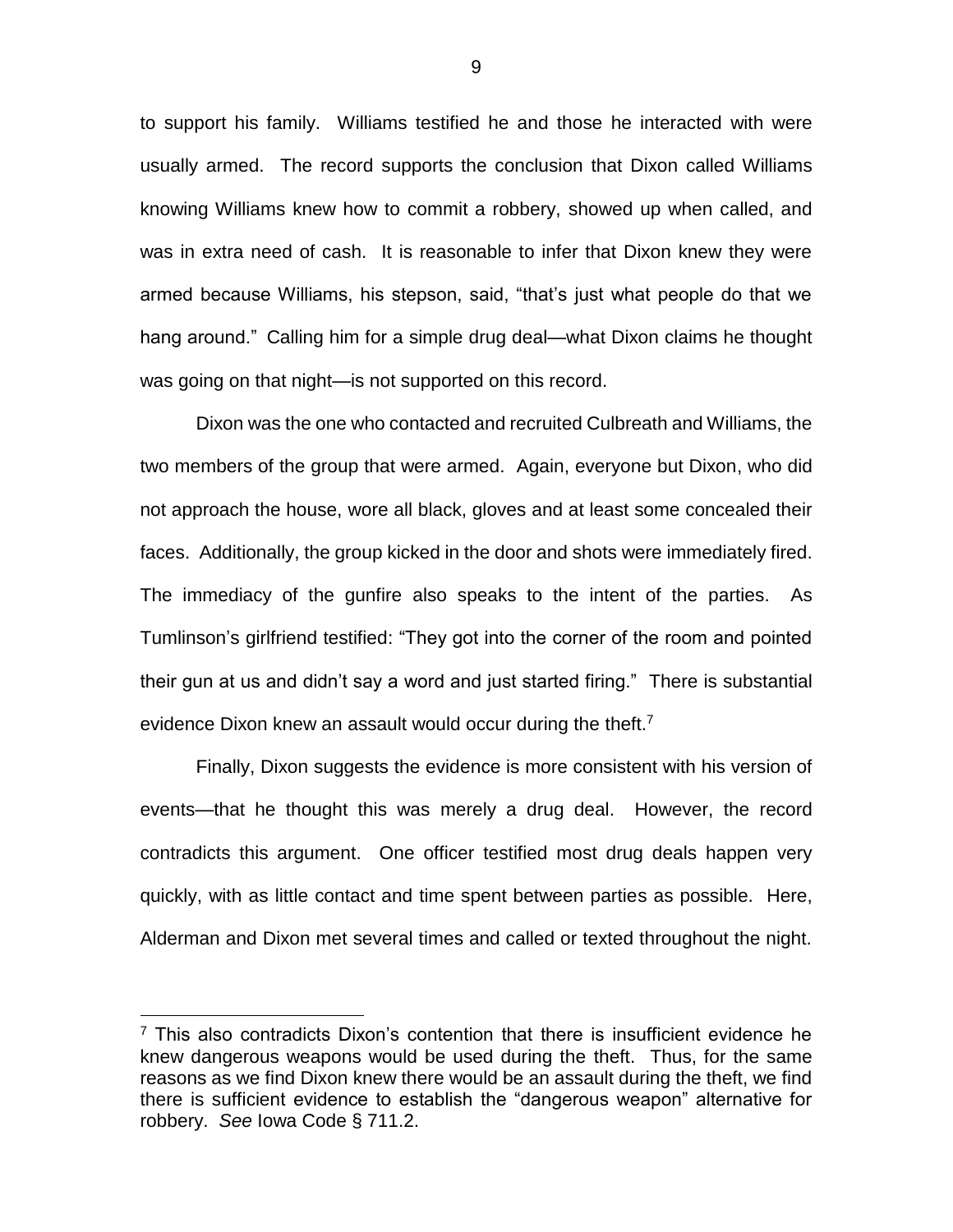to support his family. Williams testified he and those he interacted with were usually armed. The record supports the conclusion that Dixon called Williams knowing Williams knew how to commit a robbery, showed up when called, and was in extra need of cash. It is reasonable to infer that Dixon knew they were armed because Williams, his stepson, said, "that's just what people do that we hang around." Calling him for a simple drug deal—what Dixon claims he thought was going on that night—is not supported on this record.

Dixon was the one who contacted and recruited Culbreath and Williams, the two members of the group that were armed. Again, everyone but Dixon, who did not approach the house, wore all black, gloves and at least some concealed their faces. Additionally, the group kicked in the door and shots were immediately fired. The immediacy of the gunfire also speaks to the intent of the parties. As Tumlinson's girlfriend testified: "They got into the corner of the room and pointed their gun at us and didn't say a word and just started firing." There is substantial evidence Dixon knew an assault would occur during the theft.[7]

Finally, Dixon suggests the evidence is more consistent with his version of events—that he thought this was merely a drug deal. However, the record contradicts this argument. One officer testified most drug deals happen very quickly, with as little contact and time spent between parties as possible. Here, Alderman and Dixon met several times and called or texted throughout the night.

---

[7] This also contradicts Dixon's contention that there is insufficient evidence he knew dangerous weapons would be used during the theft. Thus, for the same reasons as we find Dixon knew there would be an assault during the theft, we find there is sufficient evidence to establish the "dangerous weapon" alternative for robbery. *See* Iowa Code § 711.2.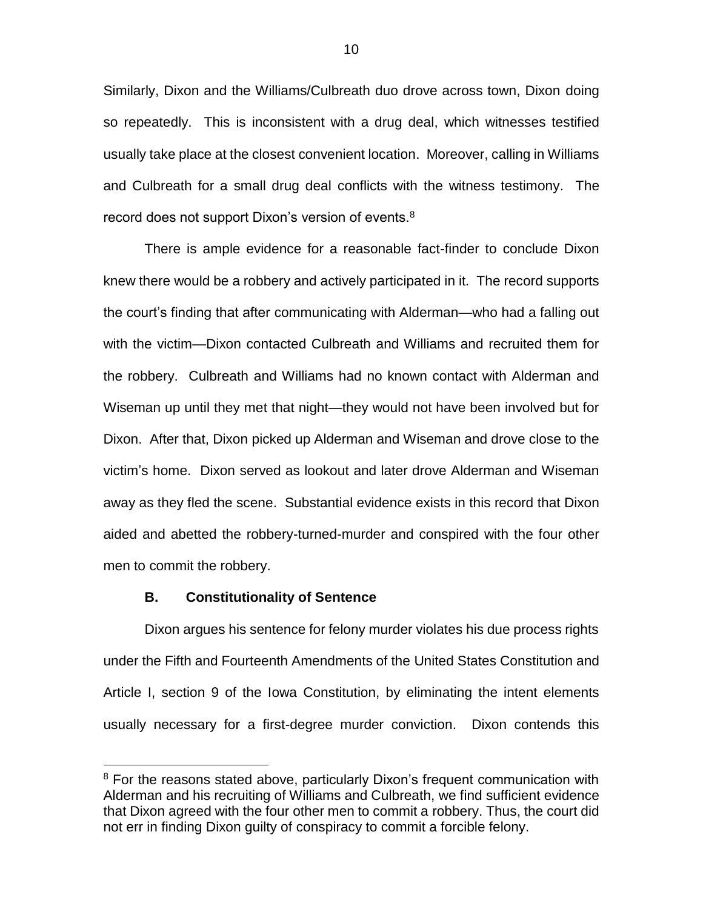Similarly, Dixon and the Williams/Culbreath duo drove across town, Dixon doing so repeatedly. This is inconsistent with a drug deal, which witnesses testified usually take place at the closest convenient location. Moreover, calling in Williams and Culbreath for a small drug deal conflicts with the witness testimony. The record does not support Dixon's version of events.[8]

There is ample evidence for a reasonable fact-finder to conclude Dixon knew there would be a robbery and actively participated in it. The record supports the court's finding that after communicating with Alderman—who had a falling out with the victim—Dixon contacted Culbreath and Williams and recruited them for the robbery. Culbreath and Williams had no known contact with Alderman and Wiseman up until they met that night—they would not have been involved but for Dixon. After that, Dixon picked up Alderman and Wiseman and drove close to the victim's home. Dixon served as lookout and later drove Alderman and Wiseman away as they fled the scene. Substantial evidence exists in this record that Dixon aided and abetted the robbery-turned-murder and conspired with the four other men to commit the robbery.

### B. Constitutionality of Sentence

Dixon argues his sentence for felony murder violates his due process rights under the Fifth and Fourteenth Amendments of the United States Constitution and Article I, section 9 of the Iowa Constitution, by eliminating the intent elements usually necessary for a first-degree murder conviction. Dixon contends this

---

[8] For the reasons stated above, particularly Dixon's frequent communication with Alderman and his recruiting of Williams and Culbreath, we find sufficient evidence that Dixon agreed with the four other men to commit a robbery. Thus, the court did not err in finding Dixon guilty of conspiracy to commit a forcible felony.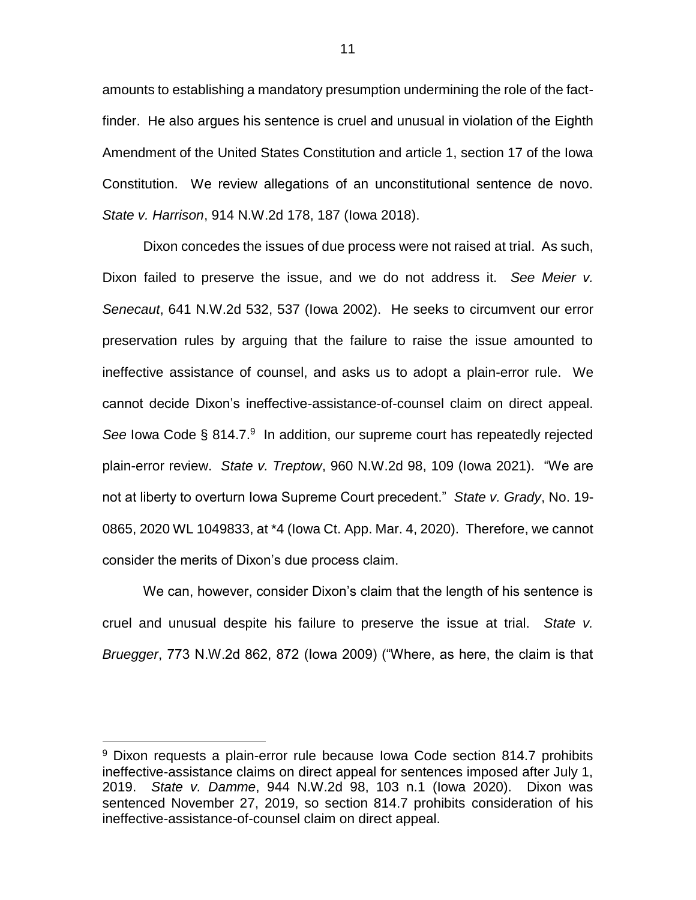amounts to establishing a mandatory presumption undermining the role of the fact-finder. He also argues his sentence is cruel and unusual in violation of the Eighth Amendment of the United States Constitution and article 1, section 17 of the Iowa Constitution. We review allegations of an unconstitutional sentence de novo. *State v. Harrison*, 914 N.W.2d 178, 187 (Iowa 2018).

Dixon concedes the issues of due process were not raised at trial. As such, Dixon failed to preserve the issue, and we do not address it. *See Meier v. Senecaut*, 641 N.W.2d 532, 537 (Iowa 2002). He seeks to circumvent our error preservation rules by arguing that the failure to raise the issue amounted to ineffective assistance of counsel, and asks us to adopt a plain-error rule. We cannot decide Dixon's ineffective-assistance-of-counsel claim on direct appeal. *See* Iowa Code § 814.7.[9] In addition, our supreme court has repeatedly rejected plain-error review. *State v. Treptow*, 960 N.W.2d 98, 109 (Iowa 2021). "We are not at liberty to overturn Iowa Supreme Court precedent." *State v. Grady*, No. 19-0865, 2020 WL 1049833, at *4 (Iowa Ct. App. Mar. 4, 2020). Therefore, we cannot consider the merits of Dixon's due process claim.

We can, however, consider Dixon's claim that the length of his sentence is cruel and unusual despite his failure to preserve the issue at trial. *State v. Bruegger*, 773 N.W.2d 862, 872 (Iowa 2009) ("Where, as here, the claim is that

---

[9] Dixon requests a plain-error rule because Iowa Code section 814.7 prohibits ineffective-assistance claims on direct appeal for sentences imposed after July 1, 2019. *State v. Damme*, 944 N.W.2d 98, 103 n.1 (Iowa 2020). Dixon was sentenced November 27, 2019, so section 814.7 prohibits consideration of his ineffective-assistance-of-counsel claim on direct appeal.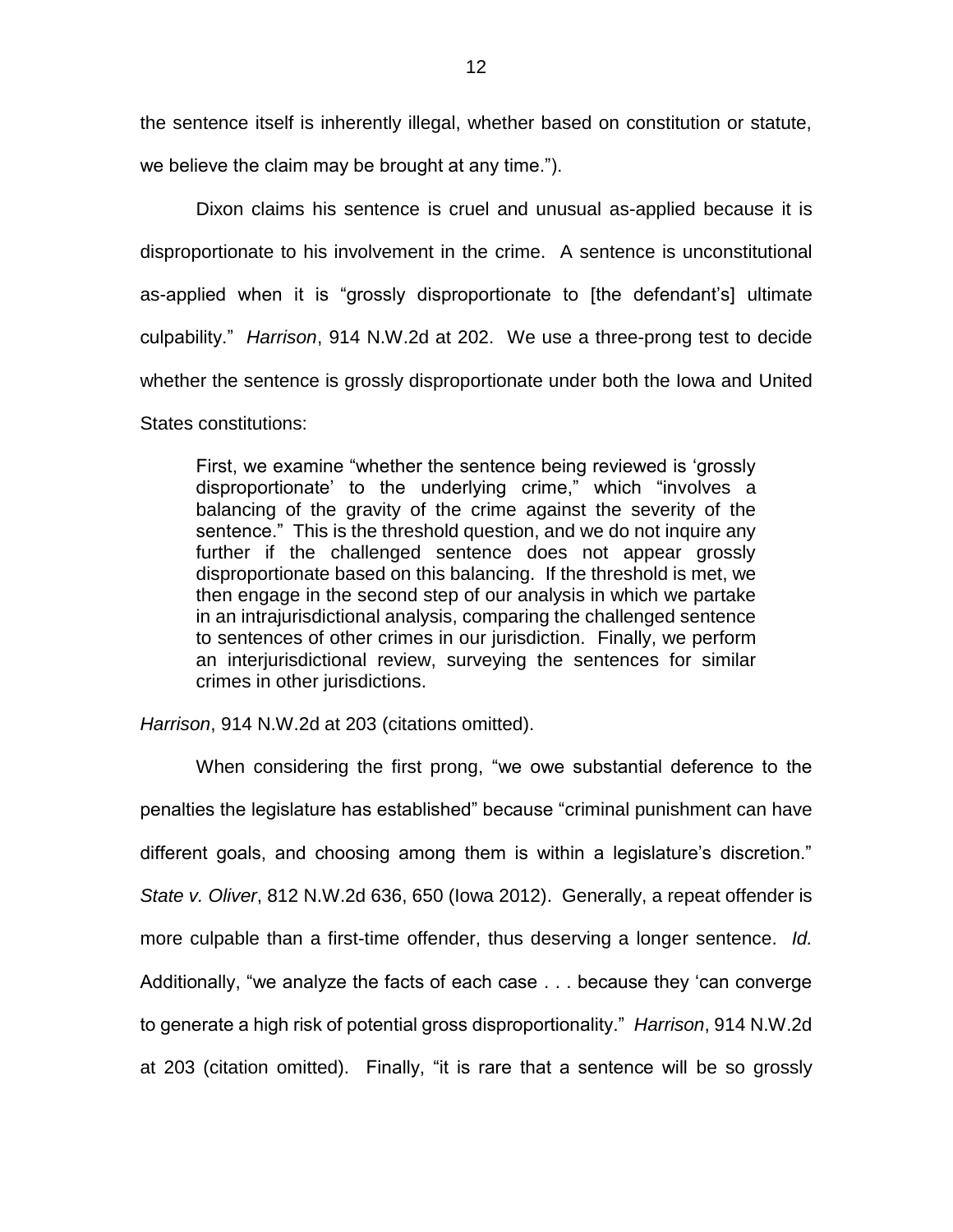the sentence itself is inherently illegal, whether based on constitution or statute, we believe the claim may be brought at any time.").

Dixon claims his sentence is cruel and unusual as-applied because it is disproportionate to his involvement in the crime. A sentence is unconstitutional as-applied when it is "grossly disproportionate to [the defendant's] ultimate culpability." *Harrison*, 914 N.W.2d at 202. We use a three-prong test to decide whether the sentence is grossly disproportionate under both the Iowa and United States constitutions:

> First, we examine "whether the sentence being reviewed is 'grossly disproportionate' to the underlying crime," which "involves a balancing of the gravity of the crime against the severity of the sentence." This is the threshold question, and we do not inquire any further if the challenged sentence does not appear grossly disproportionate based on this balancing. If the threshold is met, we then engage in the second step of our analysis in which we partake in an intrajurisdictional analysis, comparing the challenged sentence to sentences of other crimes in our jurisdiction. Finally, we perform an interjurisdictional review, surveying the sentences for similar crimes in other jurisdictions.

*Harrison*, 914 N.W.2d at 203 (citations omitted).

When considering the first prong, "we owe substantial deference to the penalties the legislature has established" because "criminal punishment can have different goals, and choosing among them is within a legislature's discretion." *State v. Oliver*, 812 N.W.2d 636, 650 (Iowa 2012). Generally, a repeat offender is more culpable than a first-time offender, thus deserving a longer sentence. *Id.* Additionally, "we analyze the facts of each case . . . because they 'can converge to generate a high risk of potential gross disproportionality." *Harrison*, 914 N.W.2d at 203 (citation omitted). Finally, "it is rare that a sentence will be so grossly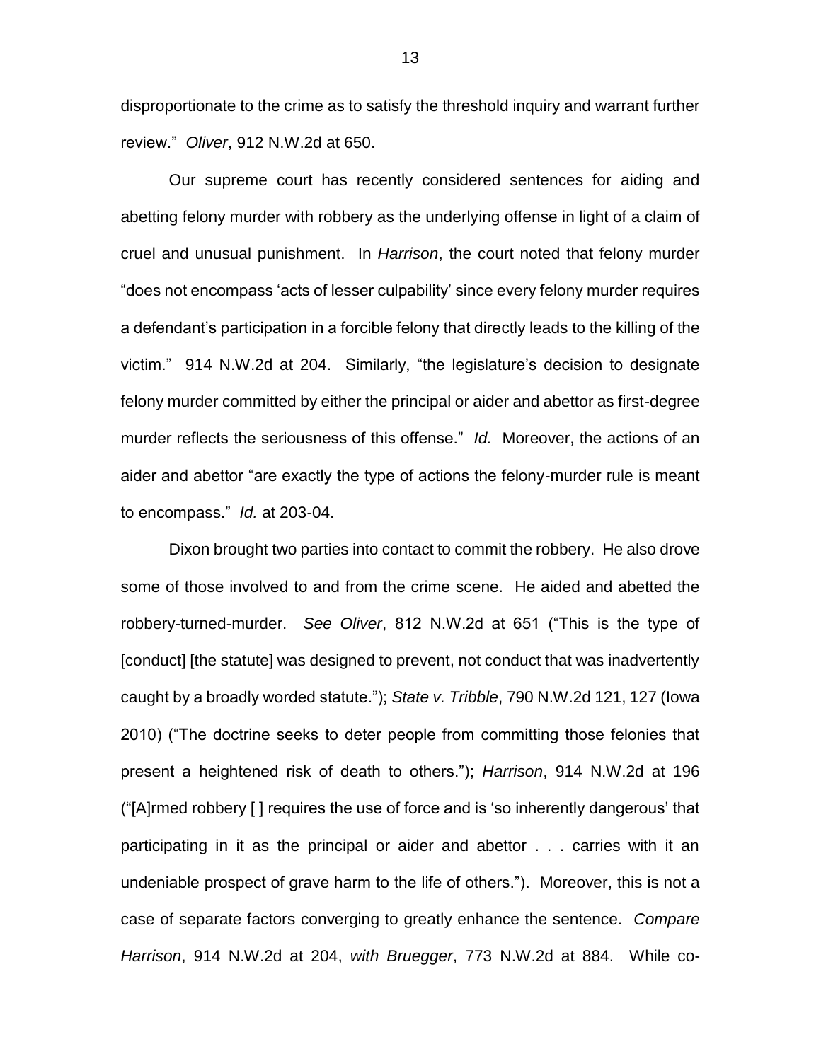disproportionate to the crime as to satisfy the threshold inquiry and warrant further review." *Oliver*, 912 N.W.2d at 650.

Our supreme court has recently considered sentences for aiding and abetting felony murder with robbery as the underlying offense in light of a claim of cruel and unusual punishment. In *Harrison*, the court noted that felony murder "does not encompass 'acts of lesser culpability' since every felony murder requires a defendant's participation in a forcible felony that directly leads to the killing of the victim." 914 N.W.2d at 204. Similarly, "the legislature's decision to designate felony murder committed by either the principal or aider and abettor as first-degree murder reflects the seriousness of this offense." *Id.* Moreover, the actions of an aider and abettor "are exactly the type of actions the felony-murder rule is meant to encompass." *Id.* at 203-04.

Dixon brought two parties into contact to commit the robbery. He also drove some of those involved to and from the crime scene. He aided and abetted the robbery-turned-murder. *See Oliver*, 812 N.W.2d at 651 ("This is the type of [conduct] [the statute] was designed to prevent, not conduct that was inadvertently caught by a broadly worded statute."); *State v. Tribble*, 790 N.W.2d 121, 127 (Iowa 2010) ("The doctrine seeks to deter people from committing those felonies that present a heightened risk of death to others."); *Harrison*, 914 N.W.2d at 196 ("[A]rmed robbery [ ] requires the use of force and is 'so inherently dangerous' that participating in it as the principal or aider and abettor . . . carries with it an undeniable prospect of grave harm to the life of others."). Moreover, this is not a case of separate factors converging to greatly enhance the sentence. *Compare Harrison*, 914 N.W.2d at 204, *with Bruegger*, 773 N.W.2d at 884. While co-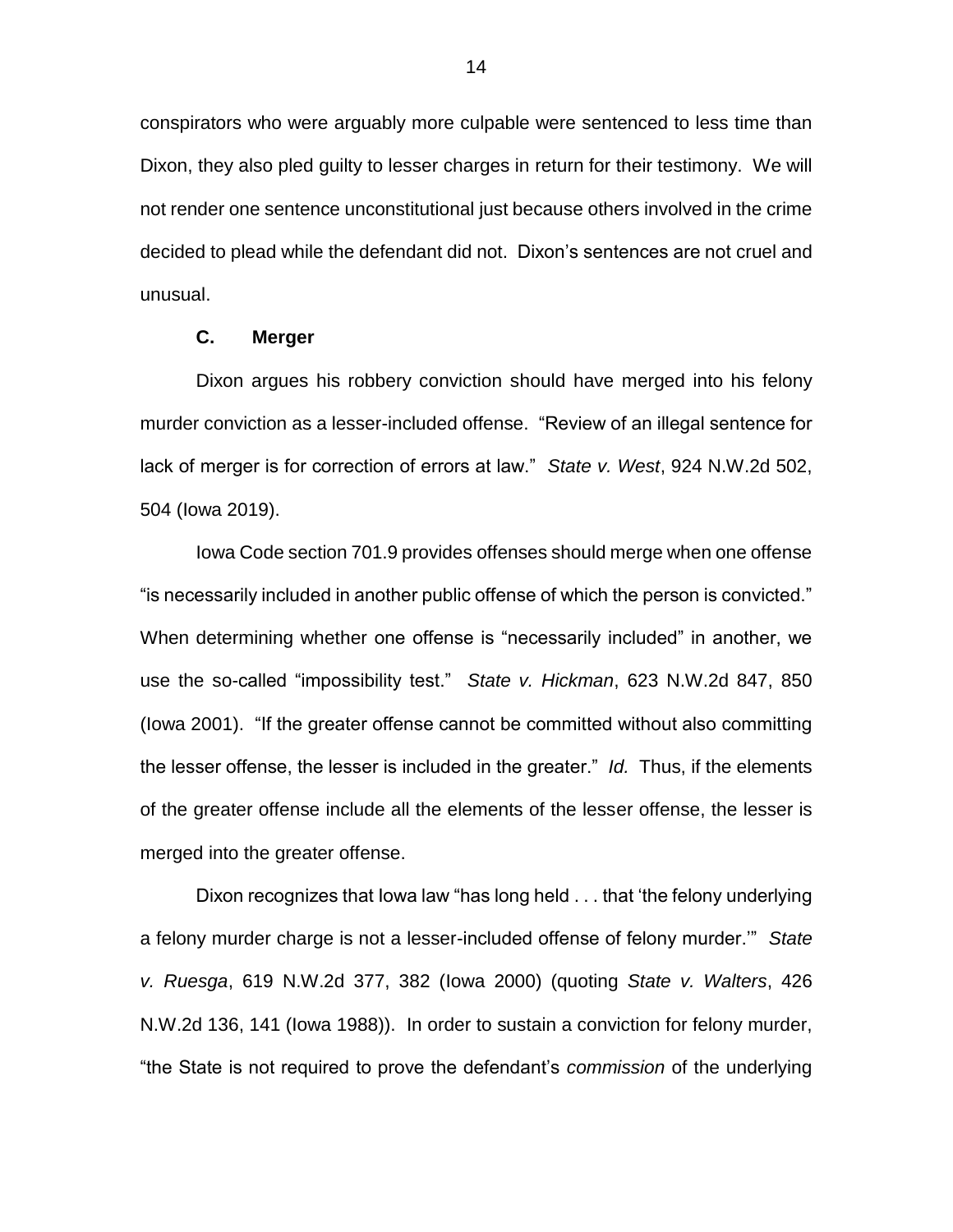conspirators who were arguably more culpable were sentenced to less time than Dixon, they also pled guilty to lesser charges in return for their testimony. We will not render one sentence unconstitutional just because others involved in the crime decided to plead while the defendant did not. Dixon's sentences are not cruel and unusual.

### C. Merger

Dixon argues his robbery conviction should have merged into his felony murder conviction as a lesser-included offense. "Review of an illegal sentence for lack of merger is for correction of errors at law." *State v. West*, 924 N.W.2d 502, 504 (Iowa 2019).

Iowa Code section 701.9 provides offenses should merge when one offense "is necessarily included in another public offense of which the person is convicted." When determining whether one offense is "necessarily included" in another, we use the so-called "impossibility test." *State v. Hickman*, 623 N.W.2d 847, 850 (Iowa 2001). "If the greater offense cannot be committed without also committing the lesser offense, the lesser is included in the greater." *Id.* Thus, if the elements of the greater offense include all the elements of the lesser offense, the lesser is merged into the greater offense.

Dixon recognizes that Iowa law "has long held . . . that 'the felony underlying a felony murder charge is not a lesser-included offense of felony murder.'" *State v. Ruesga*, 619 N.W.2d 377, 382 (Iowa 2000) (quoting *State v. Walters*, 426 N.W.2d 136, 141 (Iowa 1988)). In order to sustain a conviction for felony murder, "the State is not required to prove the defendant's *commission* of the underlying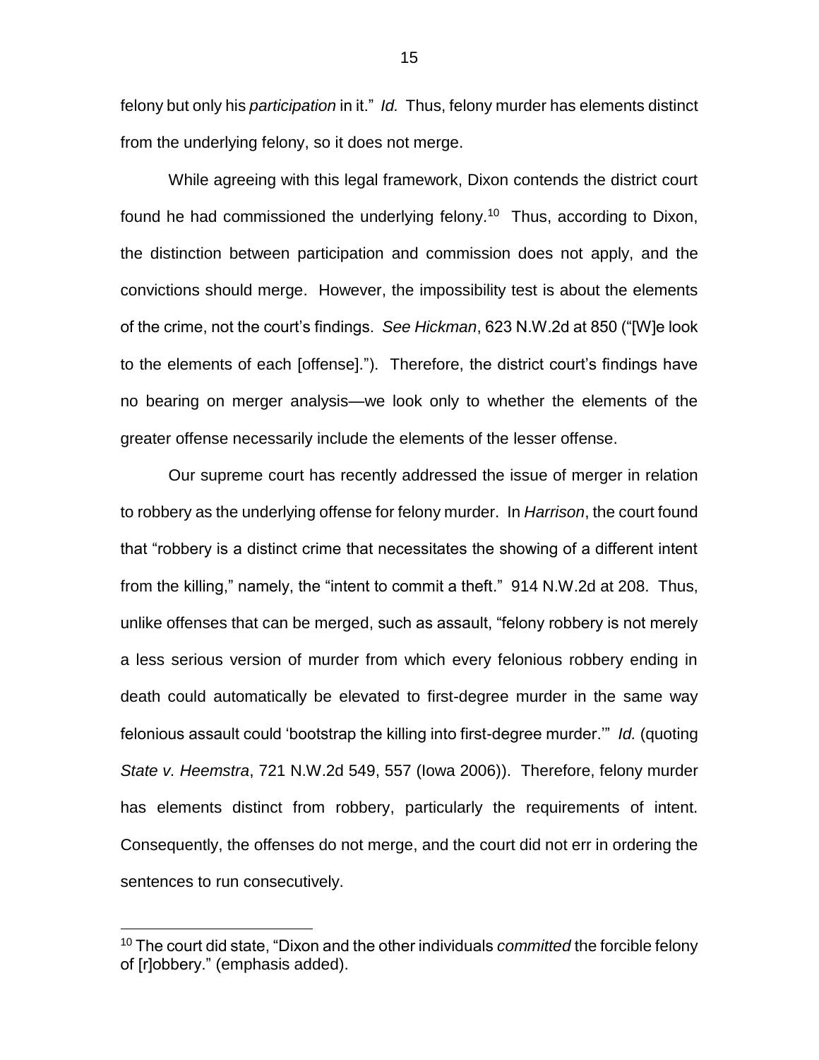felony but only his *participation* in it." *Id.* Thus, felony murder has elements distinct from the underlying felony, so it does not merge.

While agreeing with this legal framework, Dixon contends the district court found he had commissioned the underlying felony.[10] Thus, according to Dixon, the distinction between participation and commission does not apply, and the convictions should merge. However, the impossibility test is about the elements of the crime, not the court's findings. *See Hickman*, 623 N.W.2d at 850 ("[W]e look to the elements of each [offense]."). Therefore, the district court's findings have no bearing on merger analysis—we look only to whether the elements of the greater offense necessarily include the elements of the lesser offense.

Our supreme court has recently addressed the issue of merger in relation to robbery as the underlying offense for felony murder. In *Harrison*, the court found that "robbery is a distinct crime that necessitates the showing of a different intent from the killing," namely, the "intent to commit a theft." 914 N.W.2d at 208. Thus, unlike offenses that can be merged, such as assault, "felony robbery is not merely a less serious version of murder from which every felonious robbery ending in death could automatically be elevated to first-degree murder in the same way felonious assault could 'bootstrap the killing into first-degree murder.'" *Id.* (quoting *State v. Heemstra*, 721 N.W.2d 549, 557 (Iowa 2006)). Therefore, felony murder has elements distinct from robbery, particularly the requirements of intent. Consequently, the offenses do not merge, and the court did not err in ordering the sentences to run consecutively.

[10] The court did state, "Dixon and the other individuals *committed* the forcible felony of [r]obbery." (emphasis added).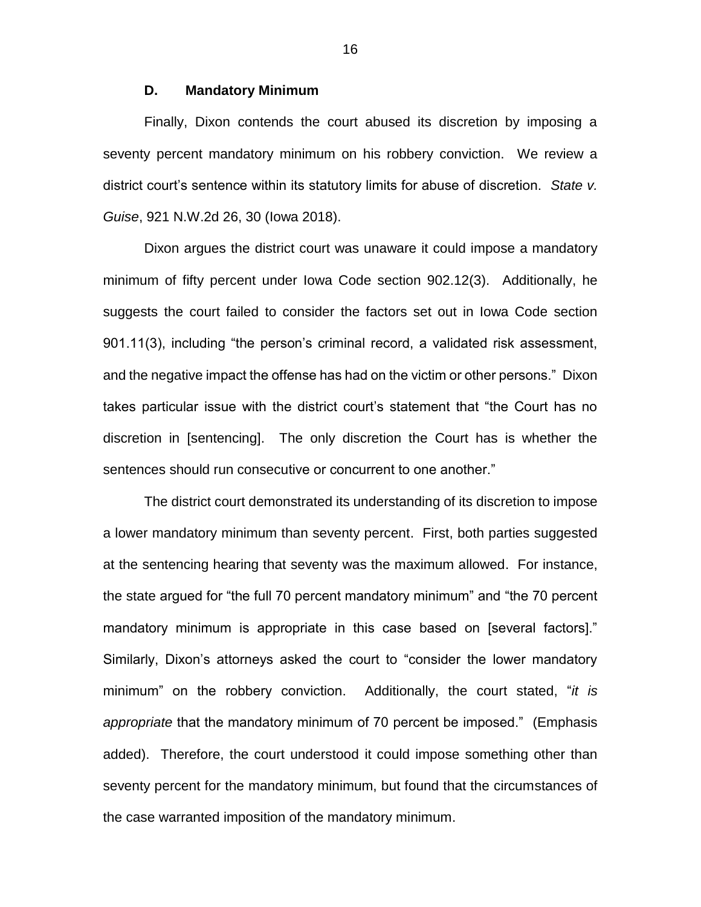### D. Mandatory Minimum

Finally, Dixon contends the court abused its discretion by imposing a seventy percent mandatory minimum on his robbery conviction. We review a district court's sentence within its statutory limits for abuse of discretion. *State v. Guise*, 921 N.W.2d 26, 30 (Iowa 2018).

Dixon argues the district court was unaware it could impose a mandatory minimum of fifty percent under Iowa Code section 902.12(3). Additionally, he suggests the court failed to consider the factors set out in Iowa Code section 901.11(3), including "the person's criminal record, a validated risk assessment, and the negative impact the offense has had on the victim or other persons." Dixon takes particular issue with the district court's statement that "the Court has no discretion in [sentencing]. The only discretion the Court has is whether the sentences should run consecutive or concurrent to one another."

The district court demonstrated its understanding of its discretion to impose a lower mandatory minimum than seventy percent. First, both parties suggested at the sentencing hearing that seventy was the maximum allowed. For instance, the state argued for "the full 70 percent mandatory minimum" and "the 70 percent mandatory minimum is appropriate in this case based on [several factors]." Similarly, Dixon's attorneys asked the court to "consider the lower mandatory minimum" on the robbery conviction. Additionally, the court stated, "*it is appropriate* that the mandatory minimum of 70 percent be imposed." (Emphasis added). Therefore, the court understood it could impose something other than seventy percent for the mandatory minimum, but found that the circumstances of the case warranted imposition of the mandatory minimum.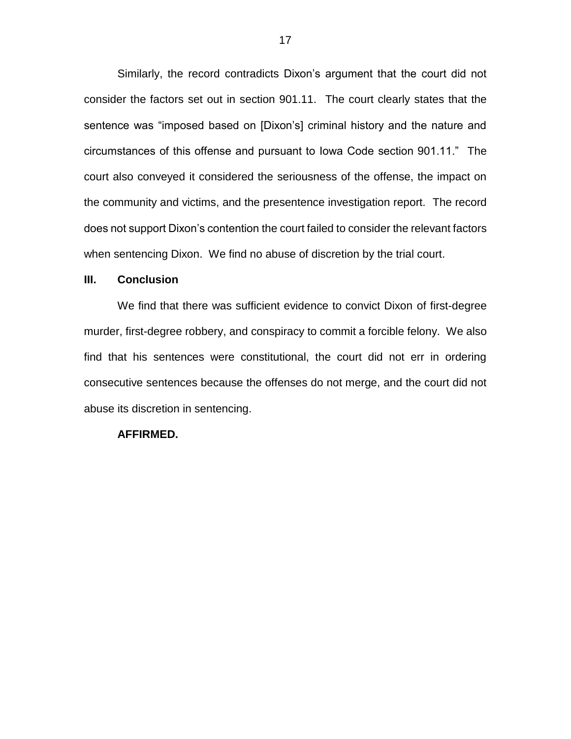Similarly, the record contradicts Dixon's argument that the court did not consider the factors set out in section 901.11. The court clearly states that the sentence was "imposed based on [Dixon's] criminal history and the nature and circumstances of this offense and pursuant to Iowa Code section 901.11." The court also conveyed it considered the seriousness of the offense, the impact on the community and victims, and the presentence investigation report. The record does not support Dixon's contention the court failed to consider the relevant factors when sentencing Dixon. We find no abuse of discretion by the trial court.

## III. Conclusion

We find that there was sufficient evidence to convict Dixon of first-degree murder, first-degree robbery, and conspiracy to commit a forcible felony. We also find that his sentences were constitutional, the court did not err in ordering consecutive sentences because the offenses do not merge, and the court did not abuse its discretion in sentencing.

**AFFIRMED.**